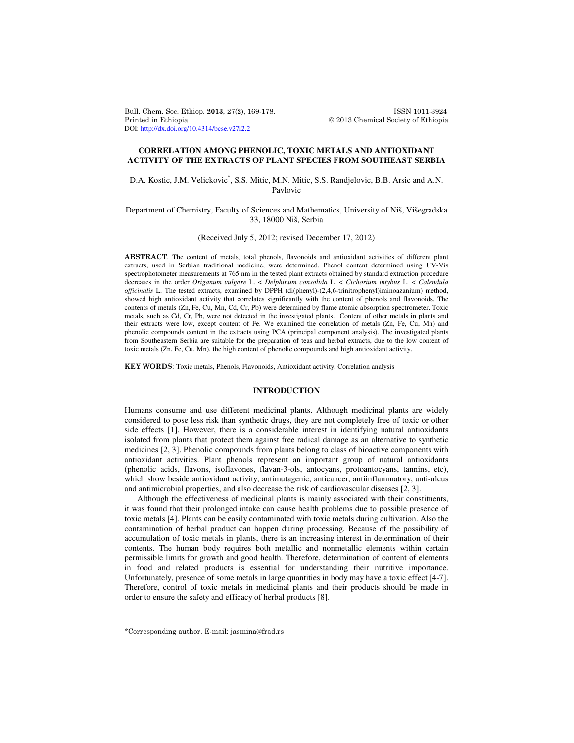# CORRELATION AMONG PHENOLIC, TOXIC METALS AND ANTIOXIDANT ACTIVITY OF THE EXTRACTS OF PLANT SPECIES FROM SOUTHEAST SERBIA

D.A. Kostic, J.M. Velickovic*, S.S. Mitic, M.N. Mitic, S.S. Randjelovic, B.B. Arsic and A.N. Pavlovic

Department of Chemistry, Faculty of Sciences and Mathematics, University of Niš, Višegradska 33, 18000 Niš, Serbia

(Received July 5, 2012; revised December 17, 2012)

**ABSTRACT**. The content of metals, total phenols, flavonoids and antioxidant activities of different plant extracts, used in Serbian traditional medicine, were determined. Phenol content determined using UV-Vis spectrophotometer measurements at 765 nm in the tested plant extracts obtained by standard extraction procedure decreases in the order *Origanum vulgare* L. < *Delphinum consolida* L. < *Cichorium intybus* L. < *Calendula officinalis* L. The tested extracts, examined by DPPH (di(phenyl)-(2,4,6-trinitrophenyl)iminoazanium) method, showed high antioxidant activity that correlates significantly with the content of phenols and flavonoids. The contents of metals (Zn, Fe, Cu, Mn, Cd, Cr, Pb) were determined by flame atomic absorption spectrometer. Toxic metals, such as Cd, Cr, Pb, were not detected in the investigated plants. Content of other metals in plants and their extracts were low, except content of Fe. We examined the correlation of metals (Zn, Fe, Cu, Mn) and phenolic compounds content in the extracts using PCA (principal component analysis). The investigated plants from Southeastern Serbia are suitable for the preparation of teas and herbal extracts, due to the low content of toxic metals (Zn, Fe, Cu, Mn), the high content of phenolic compounds and high antioxidant activity.

**KEY WORDS**: Toxic metals, Phenols, Flavonoids, Antioxidant activity, Correlation analysis

## INTRODUCTION

Humans consume and use different medicinal plants. Although medicinal plants are widely considered to pose less risk than synthetic drugs, they are not completely free of toxic or other side effects [1]. However, there is a considerable interest in identifying natural antioxidants isolated from plants that protect them against free radical damage as an alternative to synthetic medicines [2, 3]. Phenolic compounds from plants belong to class of bioactive components with antioxidant activities. Plant phenols represent an important group of natural antioxidants (phenolic acids, flavons, isoflavones, flavan-3-ols, antocyans, protoantocyans, tannins, etc), which show beside antioxidant activity, antimutagenic, anticancer, antiinflammatory, anti-ulcus and antimicrobial properties, and also decrease the risk of cardiovascular diseases [2, 3].

Although the effectiveness of medicinal plants is mainly associated with their constituents, it was found that their prolonged intake can cause health problems due to possible presence of toxic metals [4]. Plants can be easily contaminated with toxic metals during cultivation. Also the contamination of herbal product can happen during processing. Because of the possibility of accumulation of toxic metals in plants, there is an increasing interest in determination of their contents. The human body requires both metallic and nonmetallic elements within certain permissible limits for growth and good health. Therefore, determination of content of elements in food and related products is essential for understanding their nutritive importance. Unfortunately, presence of some metals in large quantities in body may have a toxic effect [4-7]. Therefore, control of toxic metals in medicinal plants and their products should be made in order to ensure the safety and efficacy of herbal products [8].

*Corresponding author. E-mail: jasmina@frad.rs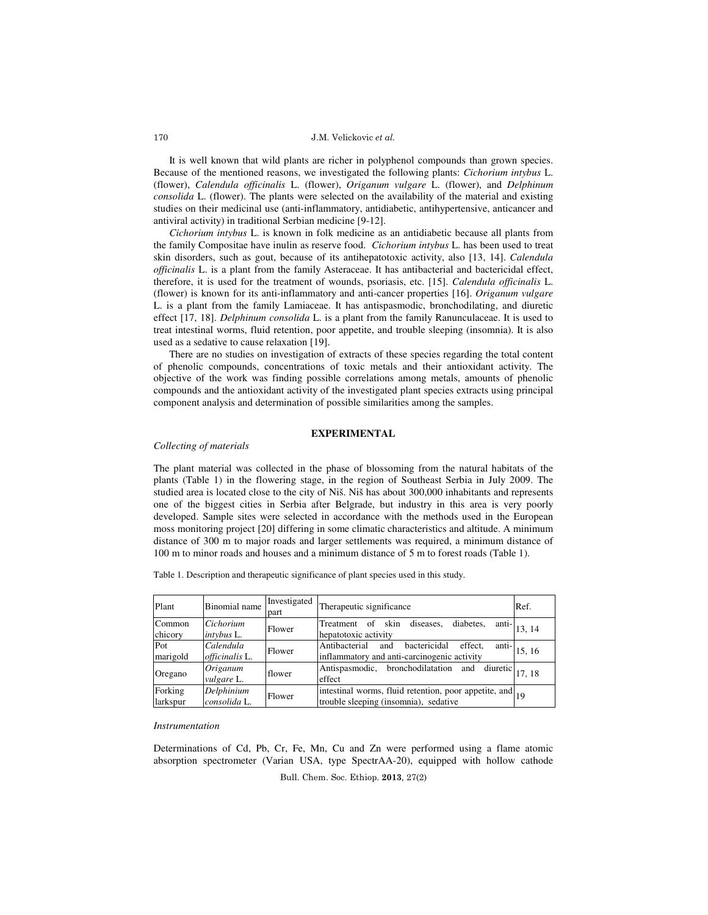It is well known that wild plants are richer in polyphenol compounds than grown species. Because of the mentioned reasons, we investigated the following plants: *Cichorium intybus* L. (flower), *Calendula officinalis* L. (flower), *Origanum vulgare* L. (flower), and *Delphinum consolida* L. (flower). The plants were selected on the availability of the material and existing studies on their medicinal use (anti-inflammatory, antidiabetic, antihypertensive, anticancer and antiviral activity) in traditional Serbian medicine [9-12].

*Cichorium intybus* L. is known in folk medicine as an antidiabetic because all plants from the family Compositae have inulin as reserve food. *Cichorium intybus* L. has been used to treat skin disorders, such as gout, because of its antihepatotoxic activity, also [13, 14]. *Calendula officinalis* L. is a plant from the family Asteraceae. It has antibacterial and bactericidal effect, therefore, it is used for the treatment of wounds, psoriasis, etc. [15]. *Calendula officinalis* L. (flower) is known for its anti-inflammatory and anti-cancer properties [16]. *Origanum vulgare* L. is a plant from the family Lamiaceae. It has antispasmodic, bronchodilating, and diuretic effect [17, 18]. *Delphinum consolida* L. is a plant from the family Ranunculaceae. It is used to treat intestinal worms, fluid retention, poor appetite, and trouble sleeping (insomnia). It is also used as a sedative to cause relaxation [19].

There are no studies on investigation of extracts of these species regarding the total content of phenolic compounds, concentrations of toxic metals and their antioxidant activity. The objective of the work was finding possible correlations among metals, amounts of phenolic compounds and the antioxidant activity of the investigated plant species extracts using principal component analysis and determination of possible similarities among the samples.

## EXPERIMENTAL

### *Collecting of materials*

The plant material was collected in the phase of blossoming from the natural habitats of the plants (Table 1) in the flowering stage, in the region of Southeast Serbia in July 2009. The studied area is located close to the city of Niš. Niš has about 300,000 inhabitants and represents one of the biggest cities in Serbia after Belgrade, but industry in this area is very poorly developed. Sample sites were selected in accordance with the methods used in the European moss monitoring project [20] differing in some climatic characteristics and altitude. A minimum distance of 300 m to major roads and larger settlements was required, a minimum distance of 100 m to minor roads and houses and a minimum distance of 5 m to forest roads (Table 1).

Table 1. Description and therapeutic significance of plant species used in this study.

| Plant | Binomial name | Investigated part | Therapeutic significance | Ref. |
|---|---|---|---|---|
| Common chicory | *Cichorium intybus* L. | Flower | Treatment of skin diseases, diabetes, anti-hepatotoxic activity | 13, 14 |
| Pot marigold | *Calendula officinalis* L. | Flower | Antibacterial and bactericidal effect, anti-inflammatory and anti-carcinogenic activity | 15, 16 |
| Oregano | *Origanum vulgare* L. | flower | Antispasmodic, bronchodilatation and diuretic effect | 17, 18 |
| Forking larkspur | *Delphinium consolida* L. | Flower | intestinal worms, fluid retention, poor appetite, and trouble sleeping (insomnia), sedative | 19 |

### *Instrumentation*

Determinations of Cd, Pb, Cr, Fe, Mn, Cu and Zn were performed using a flame atomic absorption spectrometer (Varian USA, type SpectrAA-20), equipped with hollow cathode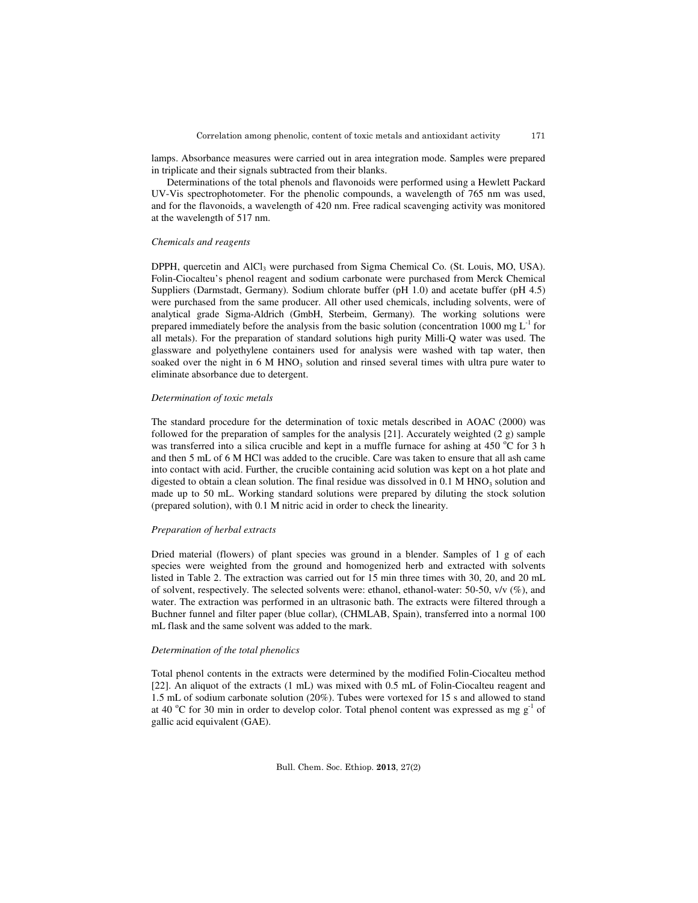lamps. Absorbance measures were carried out in area integration mode. Samples were prepared in triplicate and their signals subtracted from their blanks.

Determinations of the total phenols and flavonoids were performed using a Hewlett Packard UV-Vis spectrophotometer. For the phenolic compounds, a wavelength of 765 nm was used, and for the flavonoids, a wavelength of 420 nm. Free radical scavenging activity was monitored at the wavelength of 517 nm.

*Chemicals and reagents*

DPPH, quercetin and $AlCl_3$ were purchased from Sigma Chemical Co. (St. Louis, MO, USA). Folin-Ciocalteu's phenol reagent and sodium carbonate were purchased from Merck Chemical Suppliers (Darmstadt, Germany). Sodium chlorate buffer (pH 1.0) and acetate buffer (pH 4.5) were purchased from the same producer. All other used chemicals, including solvents, were of analytical grade Sigma-Aldrich (GmbH, Sterbeim, Germany). The working solutions were prepared immediately before the analysis from the basic solution (concentration 1000 mg $L^{-1}$ for all metals). For the preparation of standard solutions high purity Milli-Q water was used. The glassware and polyethylene containers used for analysis were washed with tap water, then soaked over the night in 6 M $HNO_3$ solution and rinsed several times with ultra pure water to eliminate absorbance due to detergent.

*Determination of toxic metals*

The standard procedure for the determination of toxic metals described in AOAC (2000) was followed for the preparation of samples for the analysis [21]. Accurately weighted (2 g) sample was transferred into a silica crucible and kept in a muffle furnace for ashing at 450 °C for 3 h and then 5 mL of 6 M HCl was added to the crucible. Care was taken to ensure that all ash came into contact with acid. Further, the crucible containing acid solution was kept on a hot plate and digested to obtain a clean solution. The final residue was dissolved in 0.1 M $HNO_3$ solution and made up to 50 mL. Working standard solutions were prepared by diluting the stock solution (prepared solution), with 0.1 M nitric acid in order to check the linearity.

*Preparation of herbal extracts*

Dried material (flowers) of plant species was ground in a blender. Samples of 1 g of each species were weighted from the ground and homogenized herb and extracted with solvents listed in Table 2. The extraction was carried out for 15 min three times with 30, 20, and 20 mL of solvent, respectively. The selected solvents were: ethanol, ethanol-water: 50-50, v/v (%), and water. The extraction was performed in an ultrasonic bath. The extracts were filtered through a Buchner funnel and filter paper (blue collar), (CHMLAB, Spain), transferred into a normal 100 mL flask and the same solvent was added to the mark.

*Determination of the total phenolics*

Total phenol contents in the extracts were determined by the modified Folin-Ciocalteu method [22]. An aliquot of the extracts (1 mL) was mixed with 0.5 mL of Folin-Ciocalteu reagent and 1.5 mL of sodium carbonate solution (20%). Tubes were vortexed for 15 s and allowed to stand at 40 °C for 30 min in order to develop color. Total phenol content was expressed as mg $g^{-1}$ of gallic acid equivalent (GAE).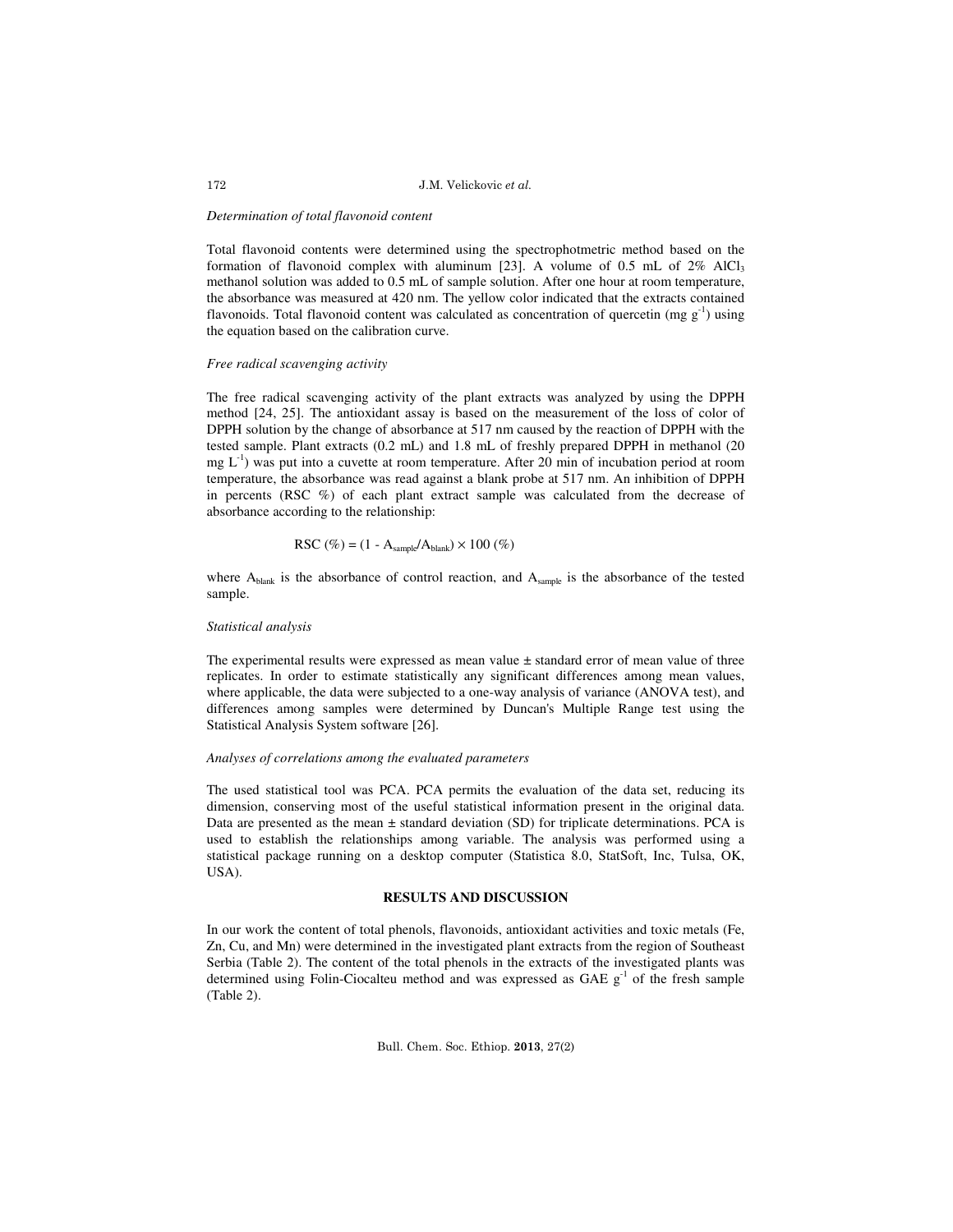*Determination of total flavonoid content*

Total flavonoid contents were determined using the spectrophotometric method based on the formation of flavonoid complex with aluminum [23]. A volume of 0.5 mL of 2% $AlCl_3$ methanol solution was added to 0.5 mL of sample solution. After one hour at room temperature, the absorbance was measured at 420 nm. The yellow color indicated that the extracts contained flavonoids. Total flavonoid content was calculated as concentration of quercetin (mg $g^{-1}$) using the equation based on the calibration curve.

*Free radical scavenging activity*

The free radical scavenging activity of the plant extracts was analyzed by using the DPPH method [24, 25]. The antioxidant assay is based on the measurement of the loss of color of DPPH solution by the change of absorbance at 517 nm caused by the reaction of DPPH with the tested sample. Plant extracts (0.2 mL) and 1.8 mL of freshly prepared DPPH in methanol (20 mg $L^{-1}$) was put into a cuvette at room temperature. After 20 min of incubation period at room temperature, the absorbance was read against a blank probe at 517 nm. An inhibition of DPPH in percents (RSC %) of each plant extract sample was calculated from the decrease of absorbance according to the relationship:

$$\text{RSC (\%)} = (1 - A_{sample}/A_{blank}) \times 100 \text{ (\%)}$$

where $A_{blank}$ is the absorbance of control reaction, and $A_{sample}$ is the absorbance of the tested sample.

*Statistical analysis*

The experimental results were expressed as mean value ± standard error of mean value of three replicates. In order to estimate statistically any significant differences among mean values, where applicable, the data were subjected to a one-way analysis of variance (ANOVA test), and differences among samples were determined by Duncan's Multiple Range test using the Statistical Analysis System software [26].

*Analyses of correlations among the evaluated parameters*

The used statistical tool was PCA. PCA permits the evaluation of the data set, reducing its dimension, conserving most of the useful statistical information present in the original data. Data are presented as the mean ± standard deviation (SD) for triplicate determinations. PCA is used to establish the relationships among variable. The analysis was performed using a statistical package running on a desktop computer (Statistica 8.0, StatSoft, Inc, Tulsa, OK, USA).

## RESULTS AND DISCUSSION

In our work the content of total phenols, flavonoids, antioxidant activities and toxic metals (Fe, Zn, Cu, and Mn) were determined in the investigated plant extracts from the region of Southeast Serbia (Table 2). The content of the total phenols in the extracts of the investigated plants was determined using Folin-Ciocalteu method and was expressed as GAE $g^{-1}$ of the fresh sample (Table 2).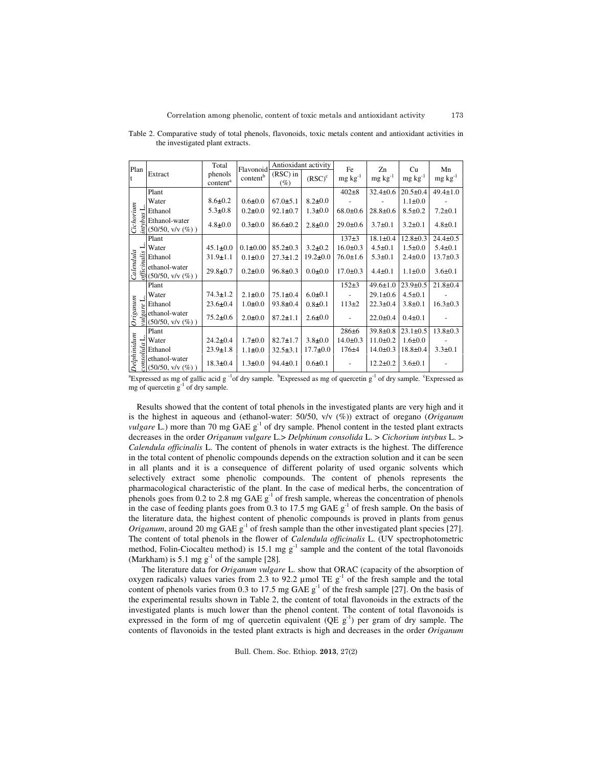Table 2. Comparative study of total phenols, flavonoids, toxic metals content and antioxidant activities in the investigated plant extracts.

| Plant | Extract | Total phenols content[a] | Flavonoid content[b] | Antioxidant activity | | Fe mg kg$^{-1}$ | Zn mg kg$^{-1}$ | Cu mg kg$^{-1}$ | Mn mg kg$^{-1}$ |
|---|---|---|---|---|---|---|---|---|---|
| | | | | (RSC) in (%) | (RSC)[c] | | | | |
| *Cichorium intybus* L. | Plant | | | | | 402±8 | 32.4±0.6 | 20.5±0.4 | 49.4±1.0 |
| | Water | 8.6±0.2 | 0.6±0.0 | 67.0±5.1 | 8.2±0.0 | - | - | 1.1±0.0 | - |
| | Ethanol | 5.3±0.8 | 0.2±0.0 | 92.1±0.7 | 1.3±0.0 | 68.0±0.6 | 28.8±0.6 | 8.5±0.2 | 7.2±0.1 |
| | Ethanol-water (50/50, v/v (%)) | 4.8±0.0 | 0.3±0.0 | 86.6±0.2 | 2.8±0.0 | 29.0±0.6 | 3.7±0.1 | 3.2±0.1 | 4.8±0.1 |
| *Calendula officinalis* L. | Plant | | | | | 137±3 | 18.1±0.4 | 12.8±0.3 | 24.4±0.5 |
| | Water | 45.1±0.0 | 0.1±0.00 | 85.2±0.3 | 3.2±0.2 | 16.0±0.3 | 4.5±0.1 | 1.5±0.0 | 5.4±0.1 |
| | Ethanol | 31.9±1.1 | 0.1±0.0 | 27.3±1.2 | 19.2±0.0 | 76.0±1.6 | 5.3±0.1 | 2.4±0.0 | 13.7±0.3 |
| | ethanol-water (50/50, v/v (%)) | 29.8±0.7 | 0.2±0.0 | 96.8±0.3 | 0.0±0.0 | 17.0±0.3 | 4.4±0.1 | 1.1±0.0 | 3.6±0.1 |
| *Origanum vulgare* L. | Plant | | | | | 152±3 | 49.6±1.0 | 23.9±0.5 | 21.8±0.4 |
| | Water | 74.3±1.2 | 2.1±0.0 | 75.1±0.4 | 6.0±0.1 | - | 29.1±0.6 | 4.5±0.1 | - |
| | Ethanol | 23.6±0.4 | 1.0±0.0 | 93.8±0.4 | 0.8±0.1 | 113±2 | 22.3±0.4 | 3.8±0.1 | 16.3±0.3 |
| | ethanol-water (50/50, v/v (%)) | 75.2±0.6 | 2.0±0.0 | 87.2±1.1 | 2.6±0.0 | - | 22.0±0.4 | 0.4±0.1 | - |
| *Delphinidum consolida* L. | Plant | | | | | 286±6 | 39.8±0.8 | 23.1±0.5 | 13.8±0.3 |
| | Water | 24.2±0.4 | 1.7±0.0 | 82.7±1.7 | 3.8±0.0 | 14.0±0.3 | 11.0±0.2 | 1.6±0.0 | - |
| | Ethanol | 23.9±1.8 | 1.1±0.0 | 32.5±3.1 | 17.7±0.0 | 176±4 | 14.0±0.3 | 18.8±0.4 | 3.3±0.1 |
| | ethanol-water (50/50, v/v (%)) | 18.3±0.4 | 1.3±0.0 | 94.4±0.1 | 0.6±0.1 | - | 12.2±0.2 | 3.6±0.1 | - |

[a]Expressed as mg of gallic acid g$^{-1}$of dry sample. [b]Expressed as mg of quercetin g$^{-1}$ of dry sample. [c]Expressed as mg of quercetin g$^{-1}$ of dry sample.

Results showed that the content of total phenols in the investigated plants are very high and it is the highest in aqueous and (ethanol-water: 50/50, v/v (%)) extract of oregano (*Origanum vulgare* L.) more than 70 mg GAE g$^{-1}$ of dry sample. Phenol content in the tested plant extracts decreases in the order *Origanum vulgare* L.> *Delphinum consolida* L. > *Cichorium intybus* L. > *Calendula officinalis* L. The content of phenols in water extracts is the highest. The difference in the total content of phenolic compounds depends on the extraction solution and it can be seen in all plants and it is a consequence of different polarity of used organic solvents which selectively extract some phenolic compounds. The content of phenols represents the pharmacological characteristic of the plant. In the case of medical herbs, the concentration of phenols goes from 0.2 to 2.8 mg GAE g$^{-1}$ of fresh sample, whereas the concentration of phenols in the case of feeding plants goes from 0.3 to 17.5 mg GAE g$^{-1}$ of fresh sample. On the basis of the literature data, the highest content of phenolic compounds is proved in plants from genus *Origanum*, around 20 mg GAE g$^{-1}$ of fresh sample than the other investigated plant species [27]. The content of total phenols in the flower of *Calendula officinalis* L. (UV spectrophotometric method, Folin-Ciocalteu method) is 15.1 mg g$^{-1}$ sample and the content of the total flavonoids (Markham) is 5.1 mg g$^{-1}$ of the sample [28].

The literature data for *Origanum vulgare* L. show that ORAC (capacity of the absorption of oxygen radicals) values varies from 2.3 to 92.2 µmol TE g$^{-1}$ of the fresh sample and the total content of phenols varies from 0.3 to 17.5 mg GAE g$^{-1}$ of the fresh sample [27]. On the basis of the experimental results shown in Table 2, the content of total flavonoids in the extracts of the investigated plants is much lower than the phenol content. The content of total flavonoids is expressed in the form of mg of quercetin equivalent (QE g$^{-1}$) per gram of dry sample. The contents of flavonoids in the tested plant extracts is high and decreases in the order *Origanum*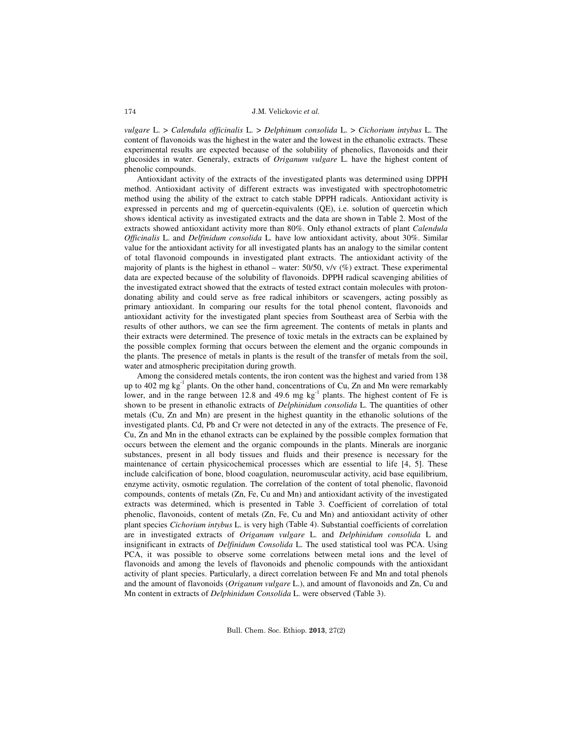*vulgare* L. > *Calendula officinalis* L. > *Delphinum consolida* L. > *Cichorium intybus* L. The content of flavonoids was the highest in the water and the lowest in the ethanolic extracts. These experimental results are expected because of the solubility of phenolics, flavonoids and their glucosides in water. Generaly, extracts of *Origanum vulgare* L. have the highest content of phenolic compounds.

Antioxidant activity of the extracts of the investigated plants was determined using DPPH method. Antioxidant activity of different extracts was investigated with spectrophotometric method using the ability of the extract to catch stable DPPH radicals. Antioxidant activity is expressed in percents and mg of quercetin-equivalents (QE), i.e. solution of quercetin which shows identical activity as investigated extracts and the data are shown in Table 2. Most of the extracts showed antioxidant activity more than 80%. Only ethanol extracts of plant *Calendula Officinalis* L. and *Delfinidum consolida* L. have low antioxidant activity, about 30%. Similar value for the antioxidant activity for all investigated plants has an analogy to the similar content of total flavonoid compounds in investigated plant extracts. The antioxidant activity of the majority of plants is the highest in ethanol – water: 50/50, v/v (%) extract. These experimental data are expected because of the solubility of flavonoids. DPPH radical scavenging abilities of the investigated extract showed that the extracts of tested extract contain molecules with proton-donating ability and could serve as free radical inhibitors or scavengers, acting possibly as primary antioxidant. In comparing our results for the total phenol content, flavonoids and antioxidant activity for the investigated plant species from Southeast area of Serbia with the results of other authors, we can see the firm agreement. The contents of metals in plants and their extracts were determined. The presence of toxic metals in the extracts can be explained by the possible complex forming that occurs between the element and the organic compounds in the plants. The presence of metals in plants is the result of the transfer of metals from the soil, water and atmospheric precipitation during growth.

Among the considered metals contents, the iron content was the highest and varied from 138 up to 402 mg kg$^{-1}$ plants. On the other hand, concentrations of Cu, Zn and Mn were remarkably lower, and in the range between 12.8 and 49.6 mg kg$^{-1}$ plants. The highest content of Fe is shown to be present in ethanolic extracts of *Delphinidum consolida* L. The quantities of other metals (Cu, Zn and Mn) are present in the highest quantity in the ethanolic solutions of the investigated plants. Cd, Pb and Cr were not detected in any of the extracts. The presence of Fe, Cu, Zn and Mn in the ethanol extracts can be explained by the possible complex formation that occurs between the element and the organic compounds in the plants. Minerals are inorganic substances, present in all body tissues and fluids and their presence is necessary for the maintenance of certain physicochemical processes which are essential to life [4, 5]. These include calcification of bone, blood coagulation, neuromuscular activity, acid base equilibrium, enzyme activity, osmotic regulation. The correlation of the content of total phenolic, flavonoid compounds, contents of metals (Zn, Fe, Cu and Mn) and antioxidant activity of the investigated extracts was determined, which is presented in Table 3. Coefficient of correlation of total phenolic, flavonoids, content of metals (Zn, Fe, Cu and Mn) and antioxidant activity of other plant species *Cichorium intybus* L. is very high (Table 4). Substantial coefficients of correlation are in investigated extracts of *Origanum vulgare* L. and *Delphinidum consolida* L and insignificant in extracts of *Delfinidum Consolida* L. The used statistical tool was PCA. Using PCA, it was possible to observe some correlations between metal ions and the level of flavonoids and among the levels of flavonoids and phenolic compounds with the antioxidant activity of plant species. Particularly, a direct correlation between Fe and Mn and total phenols and the amount of flavonoids (*Origanum vulgare* L.), and amount of flavonoids and Zn, Cu and Mn content in extracts of *Delphinidum Consolida* L. were observed (Table 3).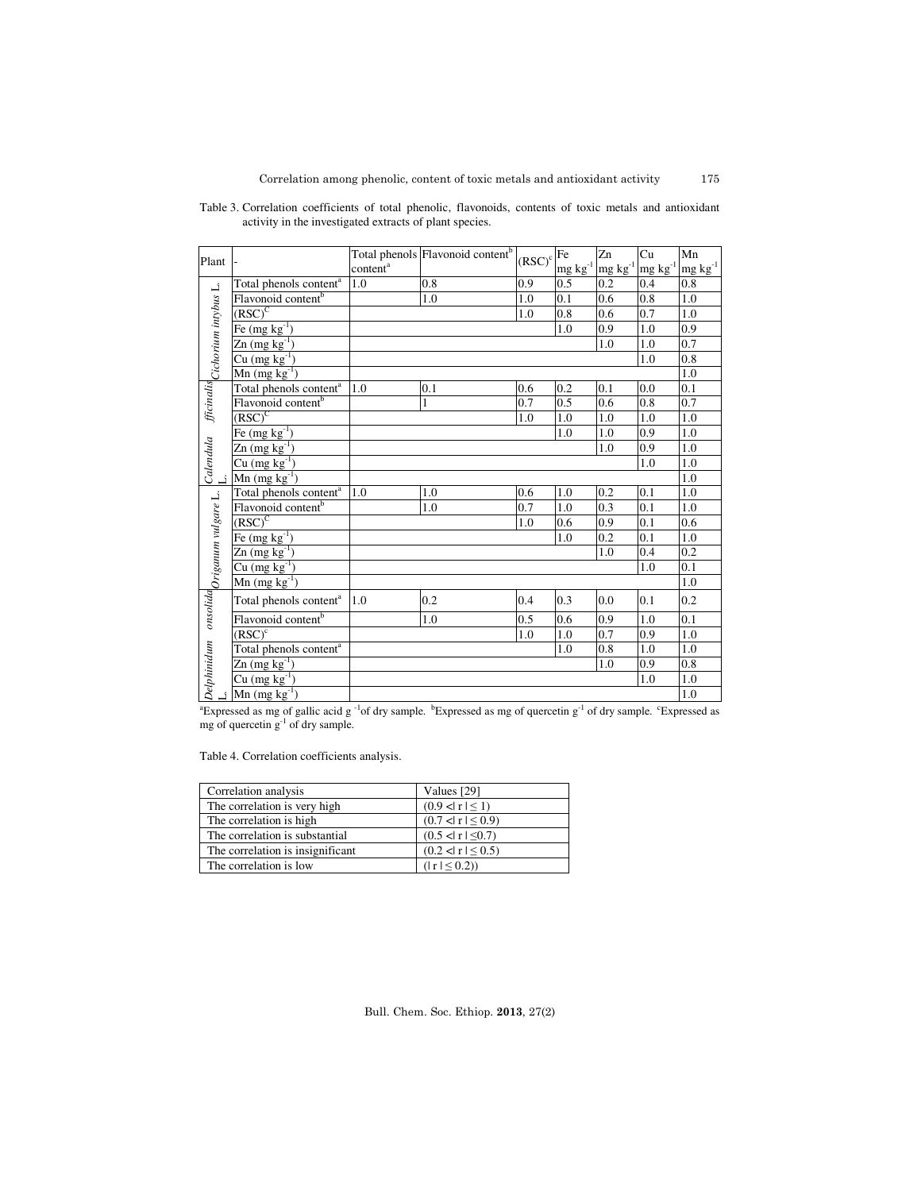Table 3. Correlation coefficients of total phenolic, flavonoids, contents of toxic metals and antioxidant activity in the investigated extracts of plant species.

| Plant | - | Total phenols content[a] | Flavonoid content[b] | (RSC)[c] | Fe mg kg$^{-1}$ | Zn mg kg$^{-1}$ | Cu mg kg$^{-1}$ | Mn mg kg$^{-1}$ |
|---|---|---|---|---|---|---|---|---|
| *Cichorium intybus* L. | Total phenols content[a] | 1.0 | 0.8 | 0.9 | 0.5 | 0.2 | 0.4 | 0.8 |
| | Flavonoid content[b] | | 1.0 | 1.0 | 0.1 | 0.6 | 0.8 | 1.0 |
| | (RSC)[C] | | | 1.0 | 0.8 | 0.6 | 0.7 | 1.0 |
| | Fe (mg kg$^{-1}$) | | | | 1.0 | 0.9 | 1.0 | 0.9 |
| | Zn (mg kg$^{-1}$) | | | | | 1.0 | 1.0 | 0.7 |
| | Cu (mg kg$^{-1}$) | | | | | | 1.0 | 0.8 |
| | Mn (mg kg$^{-1}$) | | | | | | | 1.0 |
| *Calendula fficinalis* L. | Total phenols content[a] | 1.0 | 0.1 | 0.6 | 0.2 | 0.1 | 0.0 | 0.1 |
| | Flavonoid content[b] | | 1 | 0.7 | 0.5 | 0.6 | 0.8 | 0.7 |
| | (RSC)[C] | | | 1.0 | 1.0 | 1.0 | 1.0 | 1.0 |
| | Fe (mg kg$^{-1}$) | | | | 1.0 | 1.0 | 0.9 | 1.0 |
| | Zn (mg kg$^{-1}$) | | | | | 1.0 | 0.9 | 1.0 |
| | Cu (mg kg$^{-1}$) | | | | | | 1.0 | 1.0 |
| | Mn (mg kg$^{-1}$) | | | | | | | 1.0 |
| *Origanum vulgare* L. | Total phenols content[a] | 1.0 | 1.0 | 0.6 | 1.0 | 0.2 | 0.1 | 1.0 |
| | Flavonoid content[b] | | 1.0 | 0.7 | 1.0 | 0.3 | 0.1 | 1.0 |
| | (RSC)[C] | | | 1.0 | 0.6 | 0.9 | 0.1 | 0.6 |
| | Fe (mg kg$^{-1}$) | | | | 1.0 | 0.2 | 0.1 | 1.0 |
| | Zn (mg kg$^{-1}$) | | | | | 1.0 | 0.4 | 0.2 |
| | Cu (mg kg$^{-1}$) | | | | | | 1.0 | 0.1 |
| | Mn (mg kg$^{-1}$) | | | | | | | 1.0 |
| *Delphinidum onsolida* L. | Total phenols content[a] | 1.0 | 0.2 | 0.4 | 0.3 | 0.0 | 0.1 | 0.2 |
| | Flavonoid content[b] | | 1.0 | 0.5 | 0.6 | 0.9 | 1.0 | 0.1 |
| | (RSC)[c] | | | 1.0 | 1.0 | 0.7 | 0.9 | 1.0 |
| | Total phenols content[a] | | | | 1.0 | 0.8 | 1.0 | 1.0 |
| | Zn (mg kg$^{-1}$) | | | | | 1.0 | 0.9 | 0.8 |
| | Cu (mg kg$^{-1}$) | | | | | | 1.0 | 1.0 |
| | Mn (mg kg$^{-1}$) | | | | | | | 1.0 |

[a]Expressed as mg of gallic acid g$^{-1}$of dry sample. [b]Expressed as mg of quercetin g$^{-1}$ of dry sample. [c]Expressed as mg of quercetin g$^{-1}$ of dry sample.

Table 4. Correlation coefficients analysis.

| Correlation analysis | Values [29] |
|---|---|
| The correlation is very high | $(0.9 < \lvert r \rvert \leq 1)$ |
| The correlation is high | $(0.7 < \lvert r \rvert \leq 0.9)$ |
| The correlation is substantial | $(0.5 < \lvert r \rvert \leq 0.7)$ |
| The correlation is insignificant | $(0.2 < \lvert r \rvert \leq 0.5)$ |
| The correlation is low | $(\lvert r \rvert \leq 0.2)$ |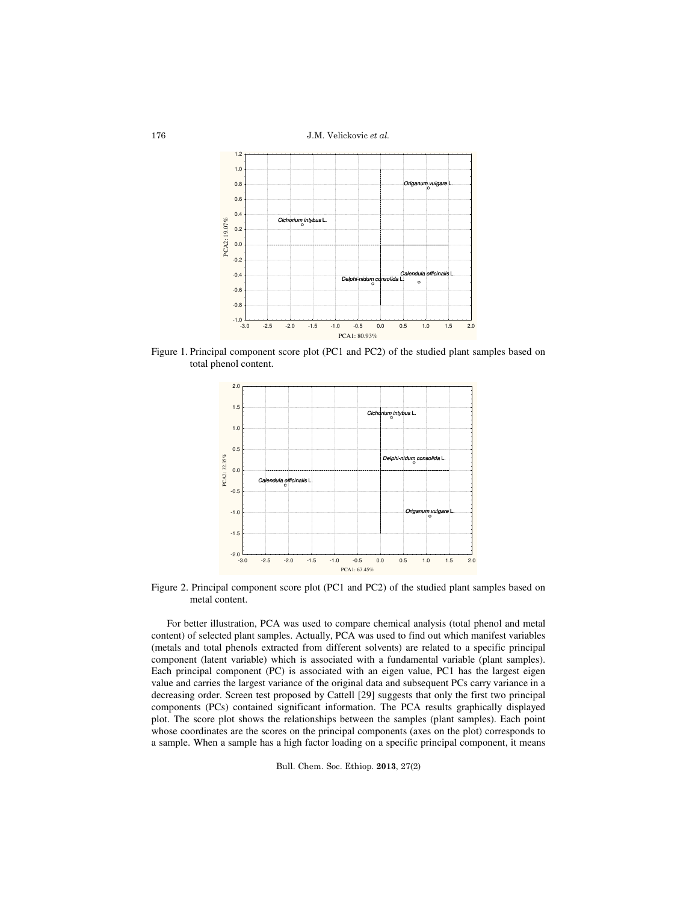Figure 1. Principal component score plot (PC1 and PC2) of the studied plant samples based on total phenol content.

Figure 2. Principal component score plot (PC1 and PC2) of the studied plant samples based on metal content.

For better illustration, PCA was used to compare chemical analysis (total phenol and metal content) of selected plant samples. Actually, PCA was used to find out which manifest variables (metals and total phenols extracted from different solvents) are related to a specific principal component (latent variable) which is associated with a fundamental variable (plant samples). Each principal component (PC) is associated with an eigen value, PC1 has the largest eigen value and carries the largest variance of the original data and subsequent PCs carry variance in a decreasing order. Screen test proposed by Cattell [29] suggests that only the first two principal components (PCs) contained significant information. The PCA results graphically displayed plot. The score plot shows the relationships between the samples (plant samples). Each point whose coordinates are the scores on the principal components (axes on the plot) corresponds to a sample. When a sample has a high factor loading on a specific principal component, it means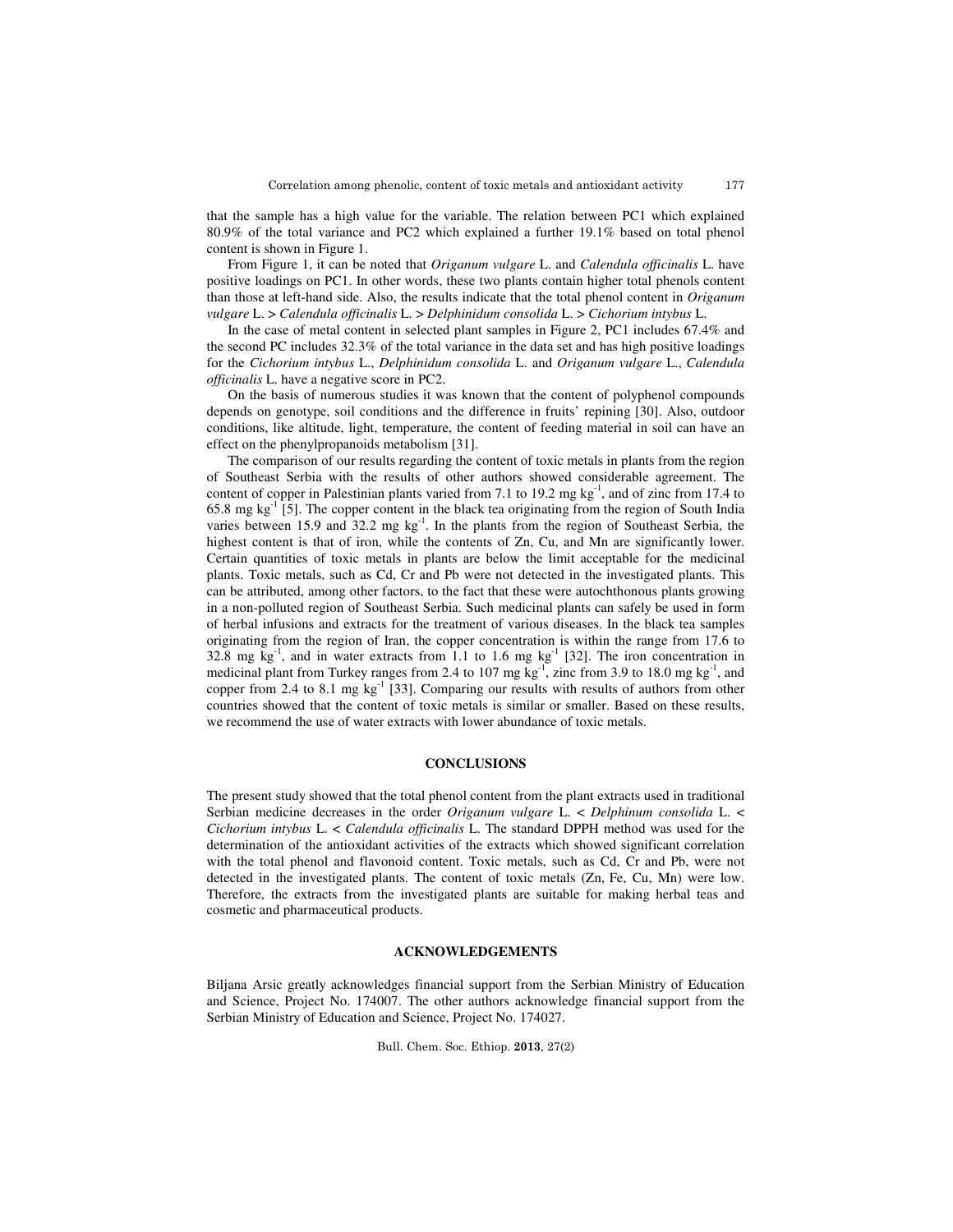that the sample has a high value for the variable. The relation between PC1 which explained 80.9% of the total variance and PC2 which explained a further 19.1% based on total phenol content is shown in Figure 1.

From Figure 1, it can be noted that *Origanum vulgare* L. and *Calendula officinalis* L. have positive loadings on PC1. In other words, these two plants contain higher total phenols content than those at left-hand side. Also, the results indicate that the total phenol content in *Origanum vulgare* L. > *Calendula officinalis* L. > *Delphinidum consolida* L. > *Cichorium intybus* L.

In the case of metal content in selected plant samples in Figure 2, PC1 includes 67.4% and the second PC includes 32.3% of the total variance in the data set and has high positive loadings for the *Cichorium intybus* L., *Delphinidum consolida* L. and *Origanum vulgare* L., *Calendula officinalis* L. have a negative score in PC2.

On the basis of numerous studies it was known that the content of polyphenol compounds depends on genotype, soil conditions and the difference in fruits' repining [30]. Also, outdoor conditions, like altitude, light, temperature, the content of feeding material in soil can have an effect on the phenylpropanoids metabolism [31].

The comparison of our results regarding the content of toxic metals in plants from the region of Southeast Serbia with the results of other authors showed considerable agreement. The content of copper in Palestinian plants varied from 7.1 to 19.2 mg $kg^{-1}$, and of zinc from 17.4 to 65.8 mg $kg^{-1}$ [5]. The copper content in the black tea originating from the region of South India varies between 15.9 and 32.2 mg $kg^{-1}$. In the plants from the region of Southeast Serbia, the highest content is that of iron, while the contents of Zn, Cu, and Mn are significantly lower. Certain quantities of toxic metals in plants are below the limit acceptable for the medicinal plants. Toxic metals, such as Cd, Cr and Pb were not detected in the investigated plants. This can be attributed, among other factors, to the fact that these were autochthonous plants growing in a non-polluted region of Southeast Serbia. Such medicinal plants can safely be used in form of herbal infusions and extracts for the treatment of various diseases. In the black tea samples originating from the region of Iran, the copper concentration is within the range from 17.6 to 32.8 mg $kg^{-1}$, and in water extracts from 1.1 to 1.6 mg $kg^{-1}$ [32]. The iron concentration in medicinal plant from Turkey ranges from 2.4 to 107 mg $kg^{-1}$, zinc from 3.9 to 18.0 mg $kg^{-1}$, and copper from 2.4 to 8.1 mg $kg^{-1}$ [33]. Comparing our results with results of authors from other countries showed that the content of toxic metals is similar or smaller. Based on these results, we recommend the use of water extracts with lower abundance of toxic metals.

## CONCLUSIONS

The present study showed that the total phenol content from the plant extracts used in traditional Serbian medicine decreases in the order *Origanum vulgare* L. < *Delphinum consolida* L. < *Cichorium intybus* L. < *Calendula officinalis* L. The standard DPPH method was used for the determination of the antioxidant activities of the extracts which showed significant correlation with the total phenol and flavonoid content. Toxic metals, such as Cd, Cr and Pb, were not detected in the investigated plants. The content of toxic metals (Zn, Fe, Cu, Mn) were low. Therefore, the extracts from the investigated plants are suitable for making herbal teas and cosmetic and pharmaceutical products.

## ACKNOWLEDGEMENTS

Biljana Arsic greatly acknowledges financial support from the Serbian Ministry of Education and Science, Project No. 174007. The other authors acknowledge financial support from the Serbian Ministry of Education and Science, Project No. 174027.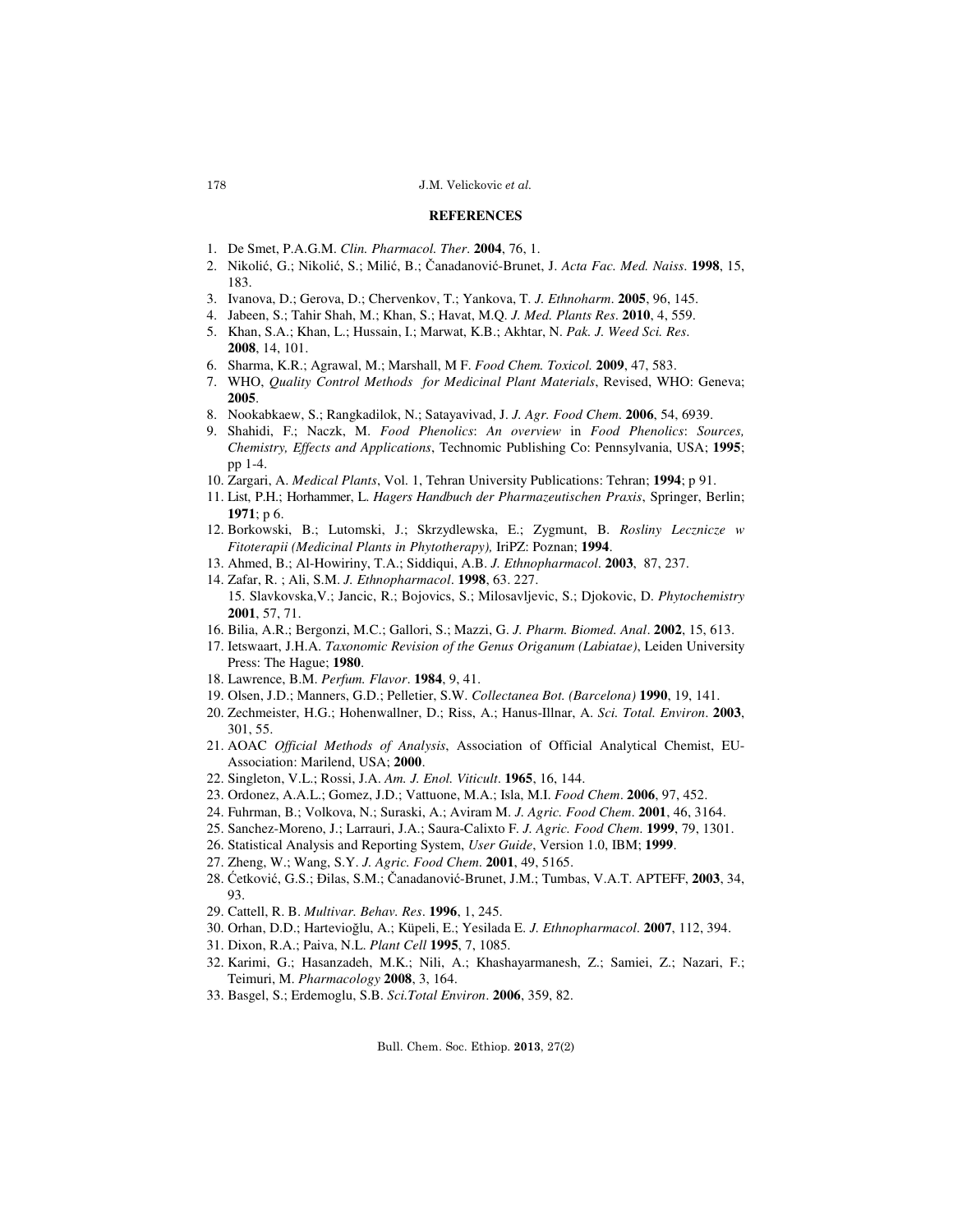**REFERENCES**

1. De Smet, P.A.G.M. *Clin. Pharmacol. Ther*. **2004**, 76, 1.
2. Nikolić, G.; Nikolić, S.; Milić, B.; Čanadanović-Brunet, J. *Acta Fac. Med. Naiss*. **1998**, 15, 183.
3. Ivanova, D.; Gerova, D.; Chervenkov, T.; Yankova, T. *J. Ethnoharm*. **2005**, 96, 145.
4. Jabeen, S.; Tahir Shah, M.; Khan, S.; Havat, M.Q. *J. Med. Plants Res*. **2010**, 4, 559.
5. Khan, S.A.; Khan, L.; Hussain, I.; Marwat, K.B.; Akhtar, N. *Pak. J. Weed Sci. Res*. **2008**, 14, 101.
6. Sharma, K.R.; Agrawal, M.; Marshall, M F. *Food Chem. Toxicol.* **2009**, 47, 583.
7. WHO, *Quality Control Methods for Medicinal Plant Materials*, Revised, WHO: Geneva; **2005**.
8. Nookabkaew, S.; Rangkadilok, N.; Satayavivad, J. *J. Agr. Food Chem*. **2006**, 54, 6939.
9. Shahidi, F.; Naczk, M. *Food Phenolics*: *An overview* in *Food Phenolics*: *Sources, Chemistry, Effects and Applications*, Technomic Publishing Co: Pennsylvania, USA; **1995**; pp 1-4.
10. Zargari, A. *Medical Plants*, Vol. 1, Tehran University Publications: Tehran; **1994**; p 91.
11. List, P.H.; Horhammer, L. *Hagers Handbuch der Pharmazeutischen Praxis*, Springer, Berlin; **1971**; p 6.
12. Borkowski, B.; Lutomski, J.; Skrzydlewska, E.; Zygmunt, B. *Rosliny Lecznicze w Fitoterapii (Medicinal Plants in Phytotherapy),* IriPZ: Poznan; **1994**.
13. Ahmed, B.; Al-Howiriny, T.A.; Siddiqui, A.B. *J. Ethnopharmacol*. **2003**, 87, 237.
14. Zafar, R. ; Ali, S.M. *J. Ethnopharmacol*. **1998**, 63. 227.
15. Slavkovska,V.; Jancic, R.; Bojovics, S.; Milosavljevic, S.; Djokovic, D. *Phytochemistry* **2001**, 57, 71.
16. Bilia, A.R.; Bergonzi, M.C.; Gallori, S.; Mazzi, G. *J. Pharm. Biomed. Anal*. **2002**, 15, 613.
17. Ietswaart, J.H.A. *Taxonomic Revision of the Genus Origanum (Labiatae)*, Leiden University Press: The Hague; **1980**.
18. Lawrence, B.M. *Perfum. Flavor*. **1984**, 9, 41.
19. Olsen, J.D.; Manners, G.D.; Pelletier, S.W. *Collectanea Bot. (Barcelona)* **1990**, 19, 141.
20. Zechmeister, H.G.; Hohenwallner, D.; Riss, A.; Hanus-Illnar, A. *Sci. Total. Environ*. **2003**, 301, 55.
21. AOAC *Official Methods of Analysis*, Association of Official Analytical Chemist, EU-Association: Marilend, USA; **2000**.
22. Singleton, V.L.; Rossi, J.A. *Am. J. Enol. Viticult*. **1965**, 16, 144.
23. Ordonez, A.A.L.; Gomez, J.D.; Vattuone, M.A.; Isla, M.I. *Food Chem*. **2006**, 97, 452.
24. Fuhrman, B.; Volkova, N.; Suraski, A.; Aviram M. *J. Agric. Food Chem*. **2001**, 46, 3164.
25. Sanchez-Moreno, J.; Larrauri, J.A.; Saura-Calixto F. *J. Agric. Food Chem*. **1999**, 79, 1301.
26. Statistical Analysis and Reporting System, *User Guide*, Version 1.0, IBM; **1999**.
27. Zheng, W.; Wang, S.Y. *J. Agric. Food Chem*. **2001**, 49, 5165.
28. Ćetković, G.S.; Đilas, S.M.; Čanadanović-Brunet, J.M.; Tumbas, V.A.T. APTEFF, **2003**, 34, 93.
29. Cattell, R. B. *Multivar. Behav. Res*. **1996**, 1, 245.
30. Orhan, D.D.; Hartevioğlu, A.; Küpeli, E.; Yesilada E. *J. Ethnopharmacol*. **2007**, 112, 394.
31. Dixon, R.A.; Paiva, N.L. *Plant Cell* **1995**, 7, 1085.
32. Karimi, G.; Hasanzadeh, M.K.; Nili, A.; Khashayarmanesh, Z.; Samiei, Z.; Nazari, F.; Teimuri, M. *Pharmacology* **2008**, 3, 164.
33. Basgel, S.; Erdemoglu, S.B. *Sci.Total Environ*. **2006**, 359, 82.